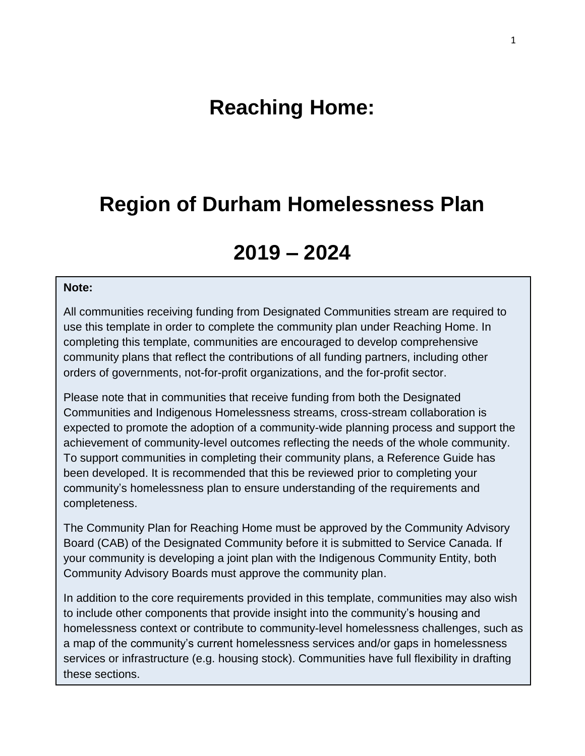# Reaching Home:

# Region of Durham Homelessness Plan

# 2019 – 2024

**Note:**

All communities receiving funding from Designated Communities stream are required to use this template in order to complete the community plan under Reaching Home. In completing this template, communities are encouraged to develop comprehensive community plans that reflect the contributions of all funding partners, including other orders of governments, not-for-profit organizations, and the for-profit sector.

Please note that in communities that receive funding from both the Designated Communities and Indigenous Homelessness streams, cross-stream collaboration is expected to promote the adoption of a community-wide planning process and support the achievement of community-level outcomes reflecting the needs of the whole community. To support communities in completing their community plans, a Reference Guide has been developed. It is recommended that this be reviewed prior to completing your community's homelessness plan to ensure understanding of the requirements and completeness.

The Community Plan for Reaching Home must be approved by the Community Advisory Board (CAB) of the Designated Community before it is submitted to Service Canada. If your community is developing a joint plan with the Indigenous Community Entity, both Community Advisory Boards must approve the community plan.

In addition to the core requirements provided in this template, communities may also wish to include other components that provide insight into the community's housing and homelessness context or contribute to community-level homelessness challenges, such as a map of the community's current homelessness services and/or gaps in homelessness services or infrastructure (e.g. housing stock). Communities have full flexibility in drafting these sections.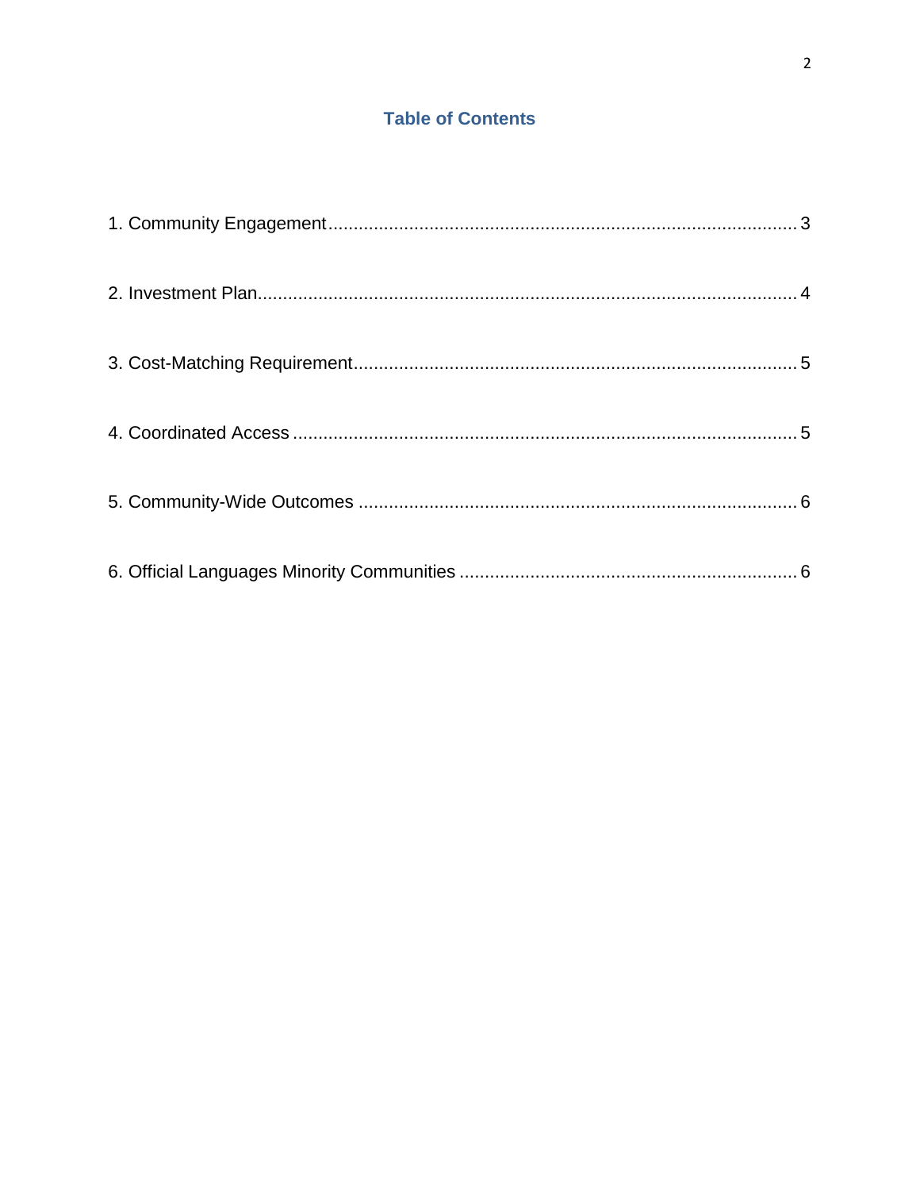## Table of Contents

1. Community Engagement ........ 3
2. Investment Plan ........ 4
3. Cost-Matching Requirement ........ 5
4. Coordinated Access ........ 5
5. Community-Wide Outcomes ........ 6
6. Official Languages Minority Communities ........ 6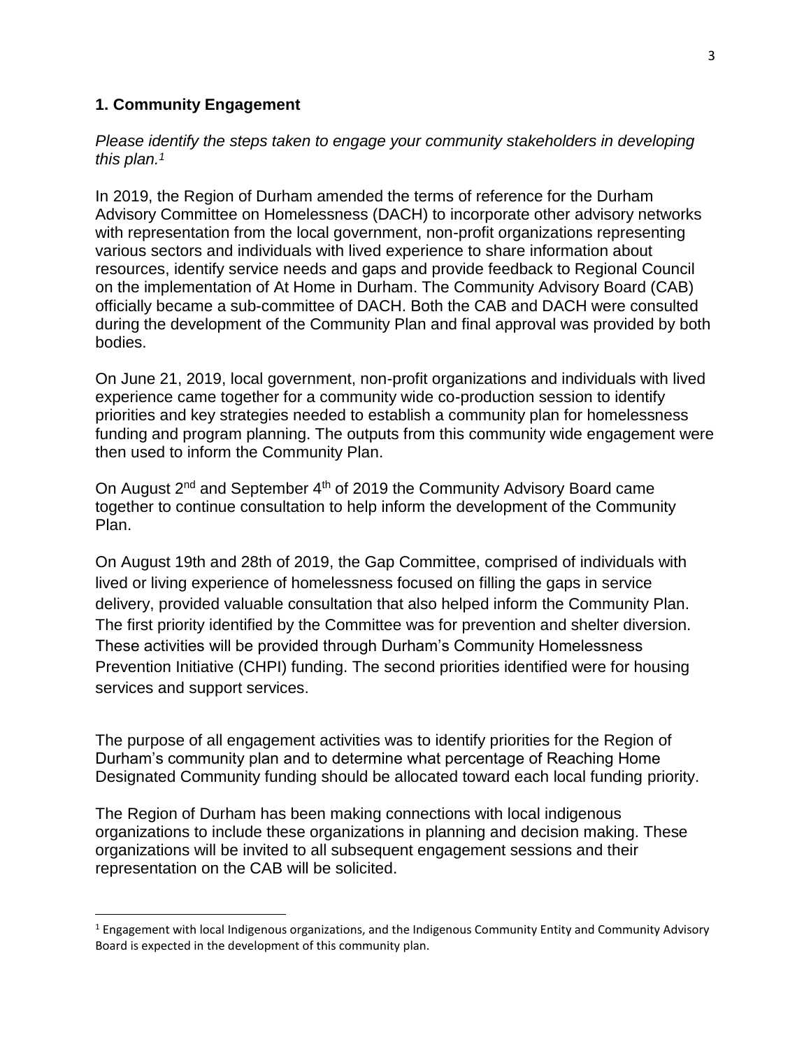## 1. Community Engagement

*Please identify the steps taken to engage your community stakeholders in developing this plan.*[1]

In 2019, the Region of Durham amended the terms of reference for the Durham Advisory Committee on Homelessness (DACH) to incorporate other advisory networks with representation from the local government, non-profit organizations representing various sectors and individuals with lived experience to share information about resources, identify service needs and gaps and provide feedback to Regional Council on the implementation of At Home in Durham. The Community Advisory Board (CAB) officially became a sub-committee of DACH. Both the CAB and DACH were consulted during the development of the Community Plan and final approval was provided by both bodies.

On June 21, 2019, local government, non-profit organizations and individuals with lived experience came together for a community wide co-production session to identify priorities and key strategies needed to establish a community plan for homelessness funding and program planning. The outputs from this community wide engagement were then used to inform the Community Plan.

On August 2nd and September 4th of 2019 the Community Advisory Board came together to continue consultation to help inform the development of the Community Plan.

On August 19th and 28th of 2019, the Gap Committee, comprised of individuals with lived or living experience of homelessness focused on filling the gaps in service delivery, provided valuable consultation that also helped inform the Community Plan. The first priority identified by the Committee was for prevention and shelter diversion. These activities will be provided through Durham's Community Homelessness Prevention Initiative (CHPI) funding. The second priorities identified were for housing services and support services.

The purpose of all engagement activities was to identify priorities for the Region of Durham's community plan and to determine what percentage of Reaching Home Designated Community funding should be allocated toward each local funding priority.

The Region of Durham has been making connections with local indigenous organizations to include these organizations in planning and decision making. These organizations will be invited to all subsequent engagement sessions and their representation on the CAB will be solicited.

---

[1] Engagement with local Indigenous organizations, and the Indigenous Community Entity and Community Advisory Board is expected in the development of this community plan.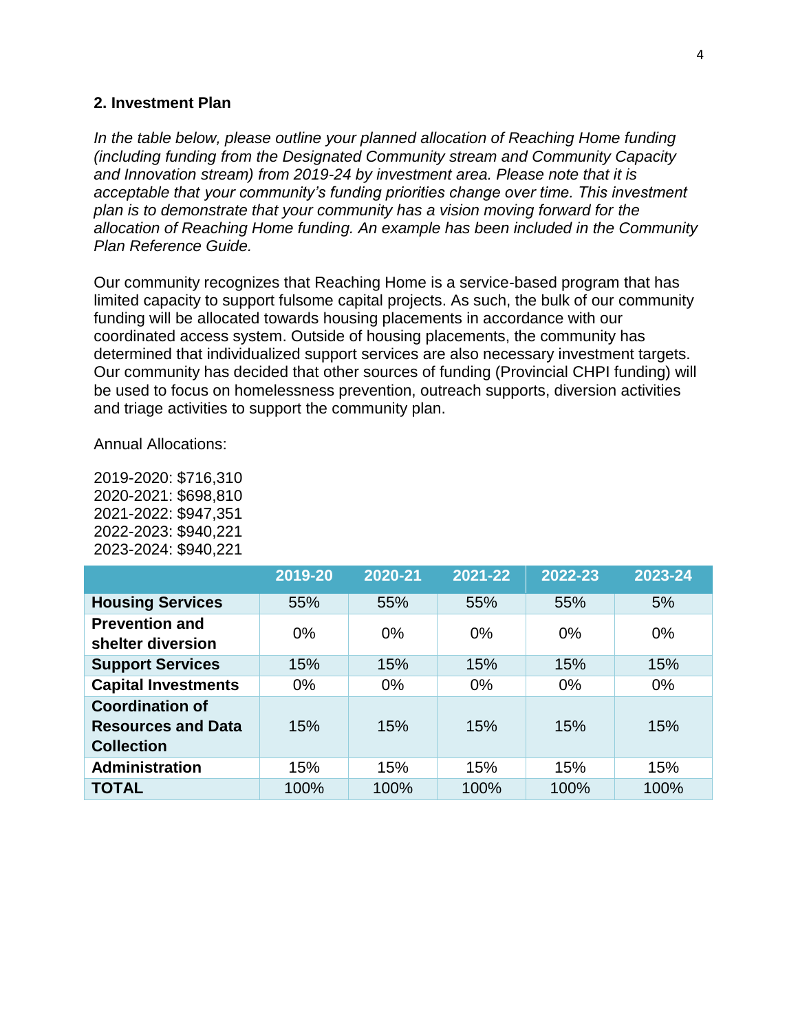## 2. Investment Plan

*In the table below, please outline your planned allocation of Reaching Home funding (including funding from the Designated Community stream and Community Capacity and Innovation stream) from 2019-24 by investment area. Please note that it is acceptable that your community's funding priorities change over time. This investment plan is to demonstrate that your community has a vision moving forward for the allocation of Reaching Home funding. An example has been included in the Community Plan Reference Guide.*

Our community recognizes that Reaching Home is a service-based program that has limited capacity to support fulsome capital projects. As such, the bulk of our community funding will be allocated towards housing placements in accordance with our coordinated access system. Outside of housing placements, the community has determined that individualized support services are also necessary investment targets. Our community has decided that other sources of funding (Provincial CHPI funding) will be used to focus on homelessness prevention, outreach supports, diversion activities and triage activities to support the community plan.

Annual Allocations:

2019-2020: $716,310
2020-2021: $698,810
2021-2022: $947,351
2022-2023: $940,221
2023-2024: $940,221

| | 2019-20 | 2020-21 | 2021-22 | 2022-23 | 2023-24 |
|---|---|---|---|---|---|
| **Housing Services** | 55% | 55% | 55% | 55% | 5% |
| **Prevention and shelter diversion** | 0% | 0% | 0% | 0% | 0% |
| **Support Services** | 15% | 15% | 15% | 15% | 15% |
| **Capital Investments** | 0% | 0% | 0% | 0% | 0% |
| **Coordination of Resources and Data Collection** | 15% | 15% | 15% | 15% | 15% |
| **Administration** | 15% | 15% | 15% | 15% | 15% |
| **TOTAL** | 100% | 100% | 100% | 100% | 100% |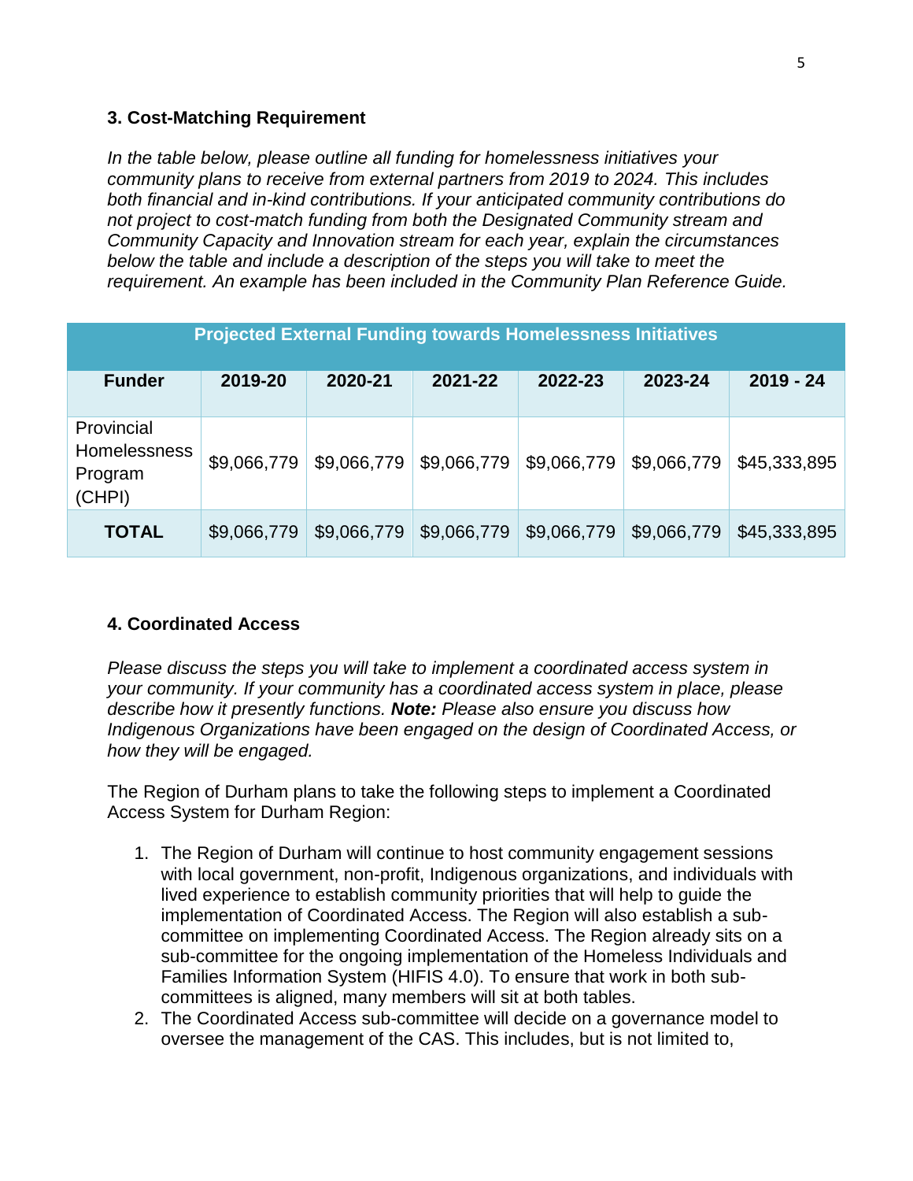### 3. Cost-Matching Requirement

*In the table below, please outline all funding for homelessness initiatives your community plans to receive from external partners from 2019 to 2024. This includes both financial and in-kind contributions. If your anticipated community contributions do not project to cost-match funding from both the Designated Community stream and Community Capacity and Innovation stream for each year, explain the circumstances below the table and include a description of the steps you will take to meet the requirement. An example has been included in the Community Plan Reference Guide.*

| Projected External Funding towards Homelessness Initiatives | | | | | | |
|---|---|---|---|---|---|---|
| **Funder** | **2019-20** | **2020-21** | **2021-22** | **2022-23** | **2023-24** | **2019 - 24** |
| Provincial Homelessness Program (CHPI) | $9,066,779 | $9,066,779 | $9,066,779 | $9,066,779 | $9,066,779 | $45,333,895 |
| **TOTAL** | $9,066,779 | $9,066,779 | $9,066,779 | $9,066,779 | $9,066,779 | $45,333,895 |

### 4. Coordinated Access

*Please discuss the steps you will take to implement a coordinated access system in your community. If your community has a coordinated access system in place, please describe how it presently functions.* ***Note:*** *Please also ensure you discuss how Indigenous Organizations have been engaged on the design of Coordinated Access, or how they will be engaged.*

The Region of Durham plans to take the following steps to implement a Coordinated Access System for Durham Region:

1. The Region of Durham will continue to host community engagement sessions with local government, non-profit, Indigenous organizations, and individuals with lived experience to establish community priorities that will help to guide the implementation of Coordinated Access. The Region will also establish a sub-committee on implementing Coordinated Access. The Region already sits on a sub-committee for the ongoing implementation of the Homeless Individuals and Families Information System (HIFIS 4.0). To ensure that work in both sub-committees is aligned, many members will sit at both tables.
2. The Coordinated Access sub-committee will decide on a governance model to oversee the management of the CAS. This includes, but is not limited to,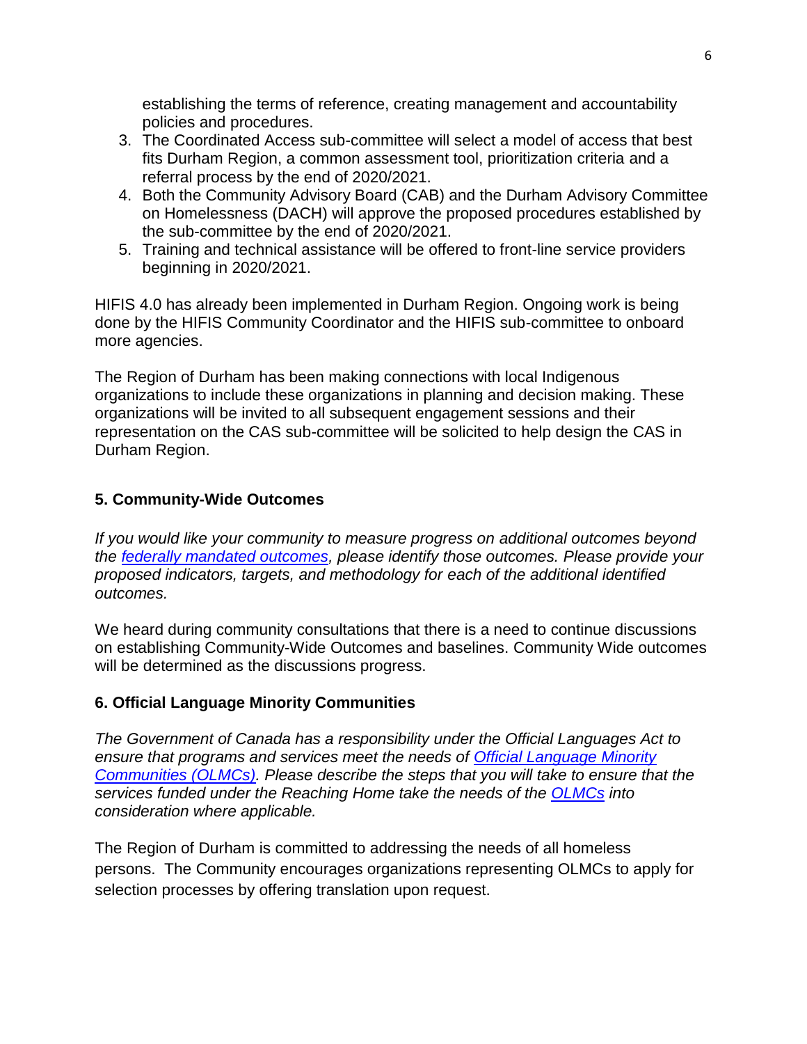establishing the terms of reference, creating management and accountability policies and procedures.

3. The Coordinated Access sub-committee will select a model of access that best fits Durham Region, a common assessment tool, prioritization criteria and a referral process by the end of 2020/2021.
4. Both the Community Advisory Board (CAB) and the Durham Advisory Committee on Homelessness (DACH) will approve the proposed procedures established by the sub-committee by the end of 2020/2021.
5. Training and technical assistance will be offered to front-line service providers beginning in 2020/2021.

HIFIS 4.0 has already been implemented in Durham Region. Ongoing work is being done by the HIFIS Community Coordinator and the HIFIS sub-committee to onboard more agencies.

The Region of Durham has been making connections with local Indigenous organizations to include these organizations in planning and decision making. These organizations will be invited to all subsequent engagement sessions and their representation on the CAS sub-committee will be solicited to help design the CAS in Durham Region.

## 5. Community-Wide Outcomes

*If you would like your community to measure progress on additional outcomes beyond the federally mandated outcomes, please identify those outcomes. Please provide your proposed indicators, targets, and methodology for each of the additional identified outcomes.*

We heard during community consultations that there is a need to continue discussions on establishing Community-Wide Outcomes and baselines. Community Wide outcomes will be determined as the discussions progress.

## 6. Official Language Minority Communities

*The Government of Canada has a responsibility under the Official Languages Act to ensure that programs and services meet the needs of Official Language Minority Communities (OLMCs). Please describe the steps that you will take to ensure that the services funded under the Reaching Home take the needs of the OLMCs into consideration where applicable.*

The Region of Durham is committed to addressing the needs of all homeless persons. The Community encourages organizations representing OLMCs to apply for selection processes by offering translation upon request.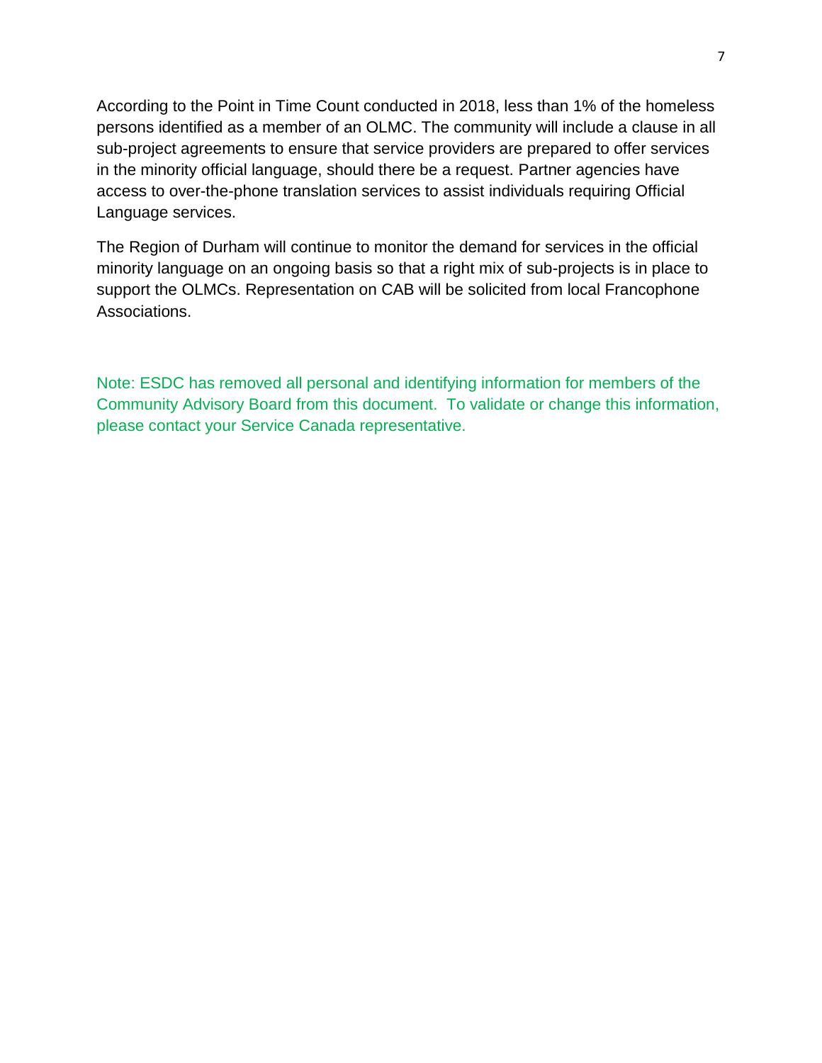According to the Point in Time Count conducted in 2018, less than 1% of the homeless persons identified as a member of an OLMC. The community will include a clause in all sub-project agreements to ensure that service providers are prepared to offer services in the minority official language, should there be a request. Partner agencies have access to over-the-phone translation services to assist individuals requiring Official Language services.

The Region of Durham will continue to monitor the demand for services in the official minority language on an ongoing basis so that a right mix of sub-projects is in place to support the OLMCs. Representation on CAB will be solicited from local Francophone Associations.

Note: ESDC has removed all personal and identifying information for members of the Community Advisory Board from this document. To validate or change this information, please contact your Service Canada representative.